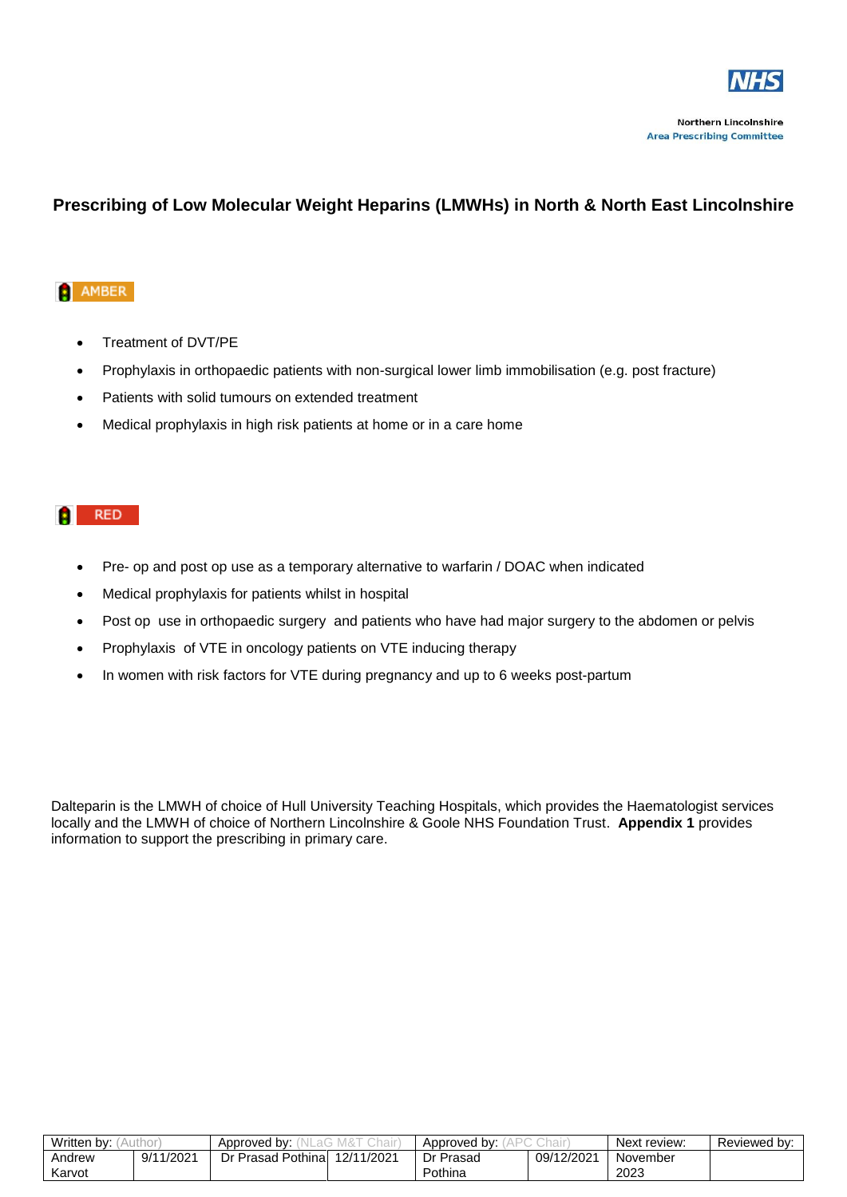Northern Lincolnshire
Area Prescribing Committee

# Prescribing of Low Molecular Weight Heparins (LMWHs) in North & North East Lincolnshire

## AMBER

- Treatment of DVT/PE
- Prophylaxis in orthopaedic patients with non-surgical lower limb immobilisation (e.g. post fracture)
- Patients with solid tumours on extended treatment
- Medical prophylaxis in high risk patients at home or in a care home

## RED

- Pre- op and post op use as a temporary alternative to warfarin / DOAC when indicated
- Medical prophylaxis for patients whilst in hospital
- Post op use in orthopaedic surgery and patients who have had major surgery to the abdomen or pelvis
- Prophylaxis of VTE in oncology patients on VTE inducing therapy
- In women with risk factors for VTE during pregnancy and up to 6 weeks post-partum

Dalteparin is the LMWH of choice of Hull University Teaching Hospitals, which provides the Haematologist services locally and the LMWH of choice of Northern Lincolnshire & Goole NHS Foundation Trust. **Appendix 1** provides information to support the prescribing in primary care.

| Written by: (Author) | | Approved by: (NLaG M&T Chair) | | Approved by: (APC Chair) | | Next review: | Reviewed by: |
|---|---|---|---|---|---|---|---|
| Andrew Karvot | 9/11/2021 | Dr Prasad Pothina | 12/11/2021 | Dr Prasad Pothina | 09/12/2021 | November 2023 | |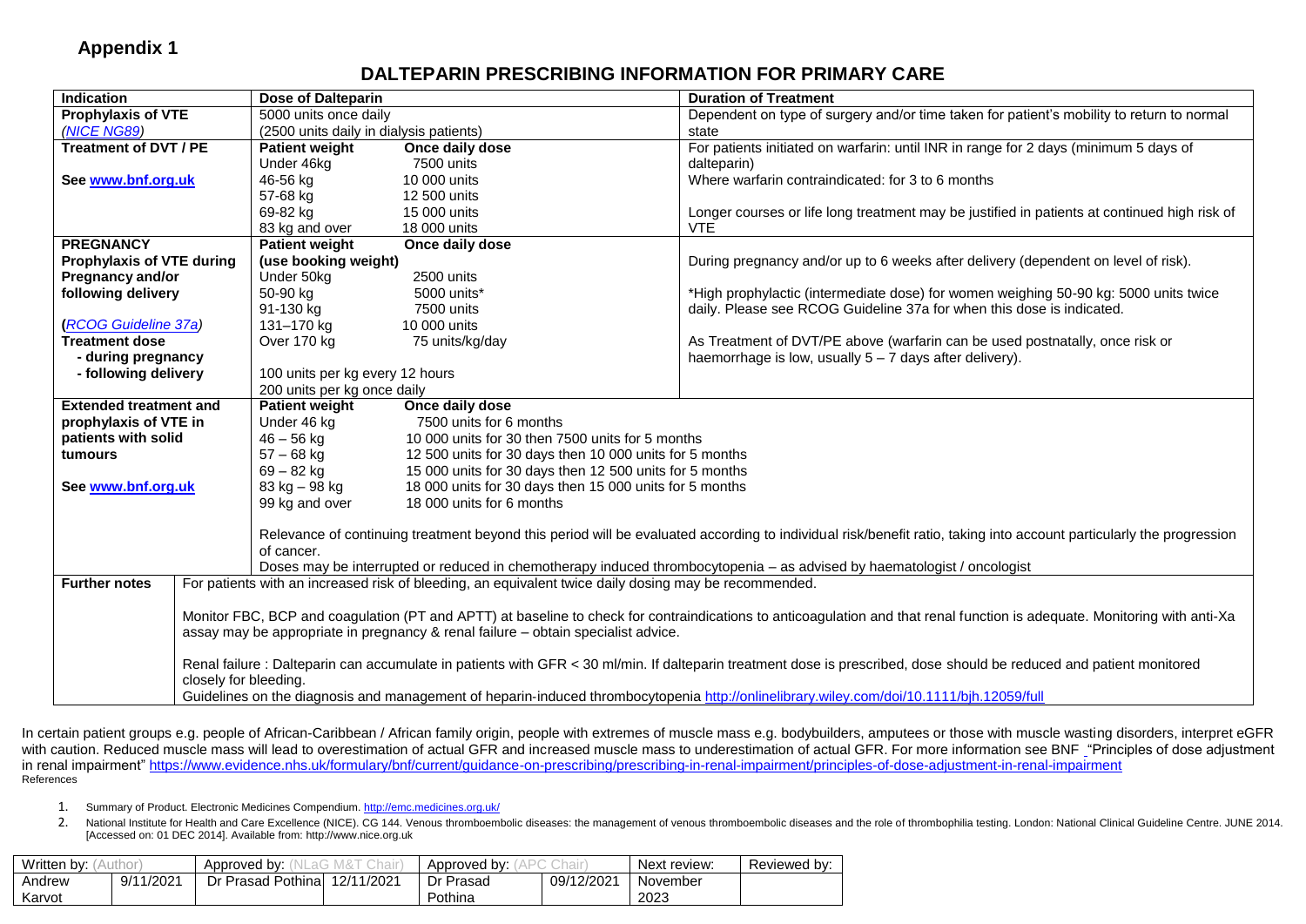# Appendix 1

## DALTEPARIN PRESCRIBING INFORMATION FOR PRIMARY CARE

| Indication | Dose of Dalteparin | | Duration of Treatment |
|---|---|---|---|
| **Prophylaxis of VTE** *(NICE NG89)* | 5000 units once daily (2500 units daily in dialysis patients) | | Dependent on type of surgery and/or time taken for patient's mobility to return to normal state |
| **Treatment of DVT / PE** See www.bnf.org.uk | **Patient weight** | **Once daily dose** | For patients initiated on warfarin: until INR in range for 2 days (minimum 5 days of dalteparin) Where warfarin contraindicated: for 3 to 6 months Longer courses or life long treatment may be justified in patients at continued high risk of VTE |
| | Under 46kg | 7500 units | |
| | 46-56 kg | 10 000 units | |
| | 57-68 kg | 12 500 units | |
| | 69-82 kg | 15 000 units | |
| | 83 kg and over | 18 000 units | |
| **PREGNANCY** **Prophylaxis of VTE during Pregnancy and/or following delivery** (*RCOG Guideline 37a*) | **Patient weight (use booking weight)** | **Once daily dose** | During pregnancy and/or up to 6 weeks after delivery (dependent on level of risk). *High prophylactic (intermediate dose) for women weighing 50-90 kg: 5000 units twice daily. Please see RCOG Guideline 37a for when this dose is indicated. |
| | Under 50kg | 2500 units | |
| | 50-90 kg | 5000 units* | |
| | 91-130 kg | 7500 units | |
| | 131–170 kg | 10 000 units | |
| | Over 170 kg | 75 units/kg/day | |
| **Treatment dose** **- during pregnancy** **- following delivery** | 100 units per kg every 12 hours 200 units per kg once daily | | As Treatment of DVT/PE above (warfarin can be used postnatally, once risk or haemorrhage is low, usually 5 – 7 days after delivery). |
| **Extended treatment and prophylaxis of VTE in patients with solid tumours** See www.bnf.org.uk | **Patient weight** | **Once daily dose** | |
| | Under 46 kg | 7500 units for 6 months | |
| | 46 – 56 kg | 10 000 units for 30 then 7500 units for 5 months | |
| | 57 – 68 kg | 12 500 units for 30 days then 10 000 units for 5 months | |
| | 69 – 82 kg | 15 000 units for 30 days then 12 500 units for 5 months | |
| | 83 kg – 98 kg | 18 000 units for 30 days then 15 000 units for 5 months | |
| | 99 kg and over | 18 000 units for 6 months | |
| | Relevance of continuing treatment beyond this period will be evaluated according to individual risk/benefit ratio, taking into account particularly the progression of cancer. Doses may be interrupted or reduced in chemotherapy induced thrombocytopenia – as advised by haematologist / oncologist | | |
| **Further notes** | For patients with an increased risk of bleeding, an equivalent twice daily dosing may be recommended. Monitor FBC, BCP and coagulation (PT and APTT) at baseline to check for contraindications to anticoagulation and that renal function is adequate. Monitoring with anti-Xa assay may be appropriate in pregnancy & renal failure – obtain specialist advice. Renal failure : Dalteparin can accumulate in patients with GFR < 30 ml/min. If dalteparin treatment dose is prescribed, dose should be reduced and patient monitored closely for bleeding. Guidelines on the diagnosis and management of heparin-induced thrombocytopenia http://onlinelibrary.wiley.com/doi/10.1111/bjh.12059/full | | |

In certain patient groups e.g. people of African-Caribbean / African family origin, people with extremes of muscle mass e.g. bodybuilders, amputees or those with muscle wasting disorders, interpret eGFR with caution. Reduced muscle mass will lead to overestimation of actual GFR and increased muscle mass to underestimation of actual GFR. For more information see BNF "Principles of dose adjustment in renal impairment" https://www.evidence.nhs.uk/formulary/bnf/current/guidance-on-prescribing/prescribing-in-renal-impairment/principles-of-dose-adjustment-in-renal-impairment

References

1. Summary of Product. Electronic Medicines Compendium. http://emc.medicines.org.uk/
2. National Institute for Health and Care Excellence (NICE). CG 144. Venous thromboembolic diseases: the management of venous thromboembolic diseases and the role of thrombophilia testing. London: National Clinical Guideline Centre. JUNE 2014. [Accessed on: 01 DEC 2014]. Available from: http://www.nice.org.uk

| Written by: (Author) | | Approved by: (NLaG M&T Chair) | | Approved by: (APC Chair) | | Next review: | Reviewed by: |
|---|---|---|---|---|---|---|---|
| Andrew Karvot | 9/11/2021 | Dr Prasad Pothina | 12/11/2021 | Dr Prasad Pothina | 09/12/2021 | November 2023 | |